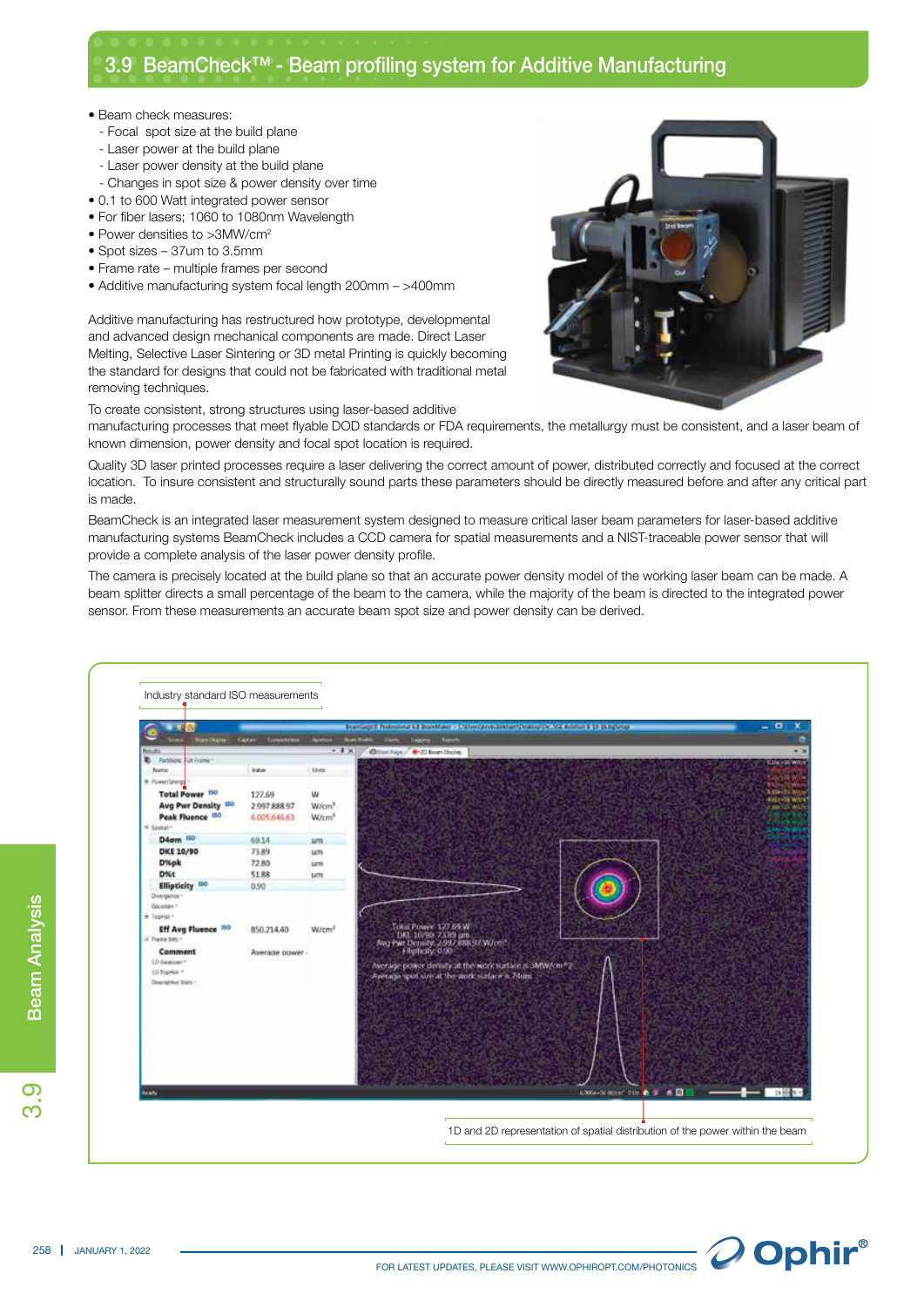# 3.9 BeamCheck™ - Beam profiling system for Additive Manufacturing

- Beam check measures:
  - Focal spot size at the build plane
  - Laser power at the build plane
  - Laser power density at the build plane
  - Changes in spot size & power density over time
- 0.1 to 600 Watt integrated power sensor
- For fiber lasers; 1060 to 1080nm Wavelength
- Power densities to >3MW/$cm^2$
- Spot sizes – 37um to 3.5mm
- Frame rate – multiple frames per second
- Additive manufacturing system focal length 200mm – >400mm

Additive manufacturing has restructured how prototype, developmental and advanced design mechanical components are made. Direct Laser Melting, Selective Laser Sintering or 3D metal Printing is quickly becoming the standard for designs that could not be fabricated with traditional metal removing techniques.

To create consistent, strong structures using laser-based additive manufacturing processes that meet flyable DOD standards or FDA requirements, the metallurgy must be consistent, and a laser beam of known dimension, power density and focal spot location is required.

Quality 3D laser printed processes require a laser delivering the correct amount of power, distributed correctly and focused at the correct location. To insure consistent and structurally sound parts these parameters should be directly measured before and after any critical part is made.

BeamCheck is an integrated laser measurement system designed to measure critical laser beam parameters for laser-based additive manufacturing systems BeamCheck includes a CCD camera for spatial measurements and a NIST-traceable power sensor that will provide a complete analysis of the laser power density profile.

The camera is precisely located at the build plane so that an accurate power density model of the working laser beam can be made. A beam splitter directs a small percentage of the beam to the camera, while the majority of the beam is directed to the integrated power sensor. From these measurements an accurate beam spot size and power density can be derived.

Industry standard ISO measurements

| Name | Value | Units |
|---|---|---|
| Total Power | 127.69 | W |
| Avg Pwr Density | 2,997,888.97 | W/cm² |
| Peak Fluence | 6,005,646.63 | W/cm² |
| D4σm | 69.14 | um |
| DKE 10/90 | 73.89 | um |
| D%pk | 72.80 | um |
| D%t | 51.88 | um |
| Ellipticity | 0.90 | |
| Eff Avg Fluence | 850,214.40 | W/cm² |
| Comment | Average power | |

Total Power: 127.69 W
DKE 10/90: 73.89 um
Avg Pwr Density: 2,997,888.97 W/cm²
Ellipticity: 0.90
Average power density at the work surface is 3MW/cm^2
Average spot size at the work surface is 74um

1D and 2D representation of spatial distribution of the power within the beam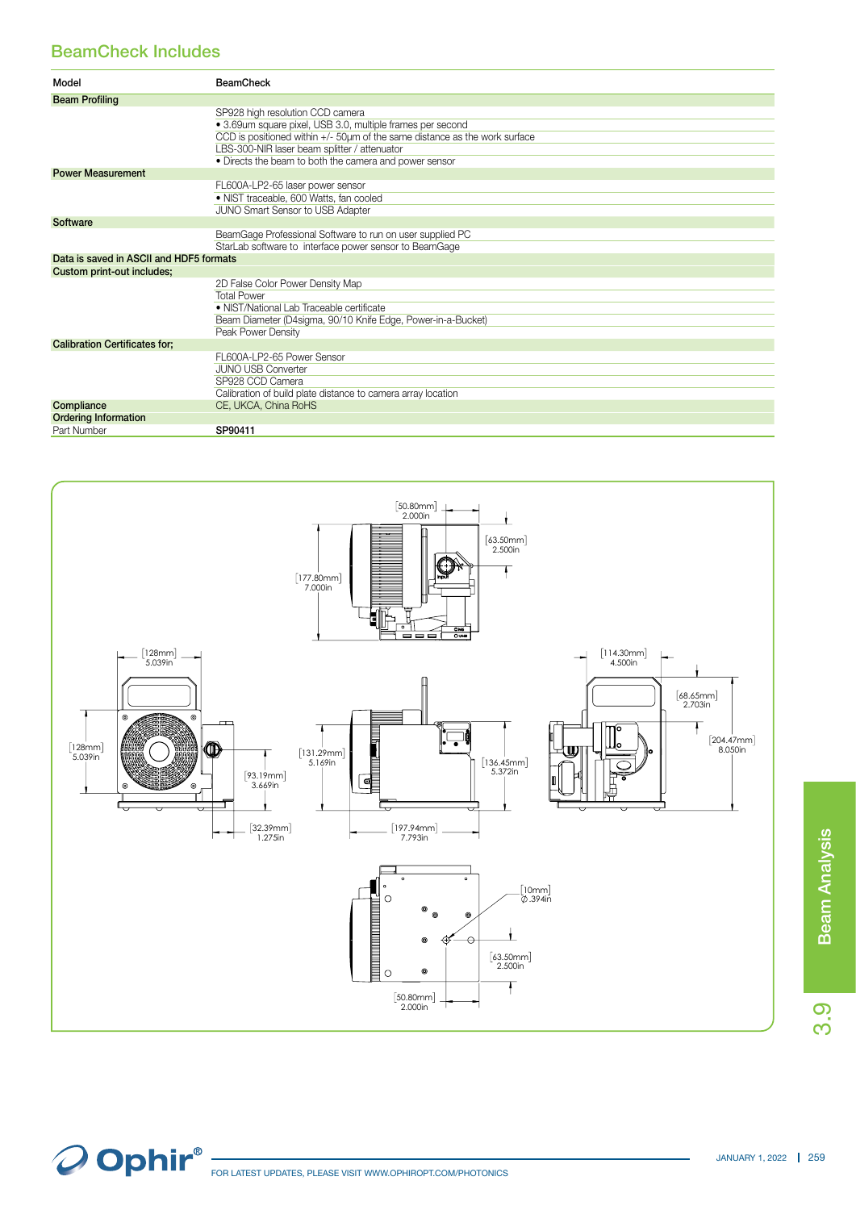## BeamCheck Includes

| Model | BeamCheck |
|---|---|
| **Beam Profiling** | |
| | SP928 high resolution CCD camera |
| | • 3.69um square pixel, USB 3.0, multiple frames per second |
| | CCD is positioned within +/- 50µm of the same distance as the work surface |
| | LBS-300-NIR laser beam splitter / attenuator |
| | • Directs the beam to both the camera and power sensor |
| **Power Measurement** | |
| | FL600A-LP2-65 laser power sensor |
| | • NIST traceable, 600 Watts, fan cooled |
| | JUNO Smart Sensor to USB Adapter |
| **Software** | |
| | BeamGage Professional Software to run on user supplied PC |
| | StarLab software to interface power sensor to BeamGage |
| **Data is saved in ASCII and HDF5 formats** | |
| **Custom print-out includes;** | |
| | 2D False Color Power Density Map |
| | Total Power |
| | • NIST/National Lab Traceable certificate |
| | Beam Diameter (D4sigma, 90/10 Knife Edge, Power-in-a-Bucket) |
| | Peak Power Density |
| **Calibration Certificates for;** | |
| | FL600A-LP2-65 Power Sensor |
| | JUNO USB Converter |
| | SP928 CCD Camera |
| | Calibration of build plate distance to camera array location |
| **Compliance** | CE, UKCA, China RoHS |
| **Ordering Information** | |
| Part Number | **SP90411** |

[50.80mm] 2.000in
[63.50mm] 2.500in
[177.80mm] 7.000in
[128mm] 5.039in
[114.30mm] 4.500in
[68.65mm] 2.703in
[204.47mm] 8.050in
[128mm] 5.039in
[93.19mm] 3.669in
[131.29mm] 5.169in
[136.45mm] 5.372in
[32.39mm] 1.275in
[197.94mm] 7.793in
[10mm] ∅.394in
[63.50mm] 2.500in
[50.80mm] 2.000in